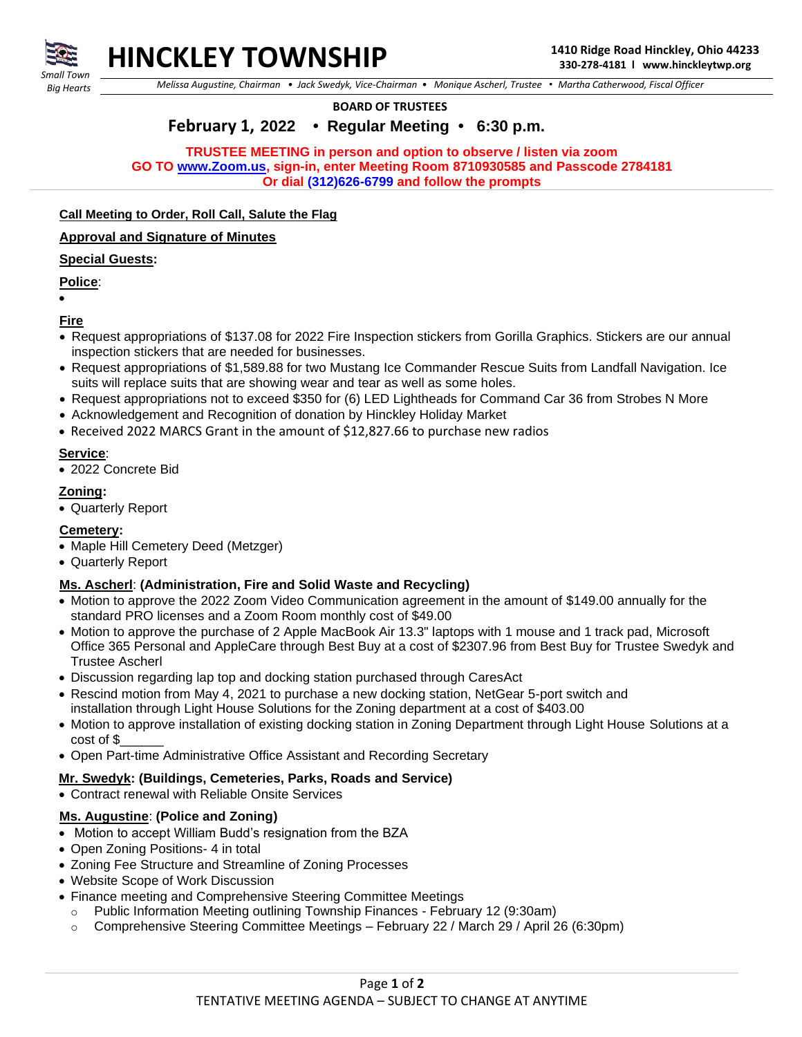# HINCKLEY TOWNSHIP

*Small Town Big Hearts*

**1410 Ridge Road Hinckley, Ohio 44233**
**330-278-4181 l www.hinckleytwp.org**

*Melissa Augustine, Chairman • Jack Swedyk, Vice-Chairman • Monique Ascherl, Trustee • Martha Catherwood, Fiscal Officer*

**BOARD OF TRUSTEES**

## February 1, 2022 • Regular Meeting • 6:30 p.m.

**TRUSTEE MEETING in person and option to observe / listen via zoom**
**GO TO www.Zoom.us, sign-in, enter Meeting Room 8710930585 and Passcode 2784181**
**Or dial (312)626-6799 and follow the prompts**

**Call Meeting to Order, Roll Call, Salute the Flag**

**Approval and Signature of Minutes**

**Special Guests:**

**Police:**

- 

**Fire**

- Request appropriations of $137.08 for 2022 Fire Inspection stickers from Gorilla Graphics. Stickers are our annual inspection stickers that are needed for businesses.
- Request appropriations of $1,589.88 for two Mustang Ice Commander Rescue Suits from Landfall Navigation. Ice suits will replace suits that are showing wear and tear as well as some holes.
- Request appropriations not to exceed $350 for (6) LED Lightheads for Command Car 36 from Strobes N More
- Acknowledgement and Recognition of donation by Hinckley Holiday Market
- Received 2022 MARCS Grant in the amount of $12,827.66 to purchase new radios

**Service:**

- 2022 Concrete Bid

**Zoning:**

- Quarterly Report

**Cemetery:**

- Maple Hill Cemetery Deed (Metzger)
- Quarterly Report

**Ms. Ascherl: (Administration, Fire and Solid Waste and Recycling)**

- Motion to approve the 2022 Zoom Video Communication agreement in the amount of $149.00 annually for the standard PRO licenses and a Zoom Room monthly cost of $49.00
- Motion to approve the purchase of 2 Apple MacBook Air 13.3" laptops with 1 mouse and 1 track pad, Microsoft Office 365 Personal and AppleCare through Best Buy at a cost of $2307.96 from Best Buy for Trustee Swedyk and Trustee Ascherl
- Discussion regarding lap top and docking station purchased through CaresAct
- Rescind motion from May 4, 2021 to purchase a new docking station, NetGear 5-port switch and installation through Light House Solutions for the Zoning department at a cost of $403.00
- Motion to approve installation of existing docking station in Zoning Department through Light House Solutions at a cost of $______
- Open Part-time Administrative Office Assistant and Recording Secretary

**Mr. Swedyk: (Buildings, Cemeteries, Parks, Roads and Service)**

- Contract renewal with Reliable Onsite Services

**Ms. Augustine: (Police and Zoning)**

- Motion to accept William Budd's resignation from the BZA
- Open Zoning Positions- 4 in total
- Zoning Fee Structure and Streamline of Zoning Processes
- Website Scope of Work Discussion
- Finance meeting and Comprehensive Steering Committee Meetings
  - Public Information Meeting outlining Township Finances - February 12 (9:30am)
  - Comprehensive Steering Committee Meetings – February 22 / March 29 / April 26 (6:30pm)

TENTATIVE MEETING AGENDA – SUBJECT TO CHANGE AT ANYTIME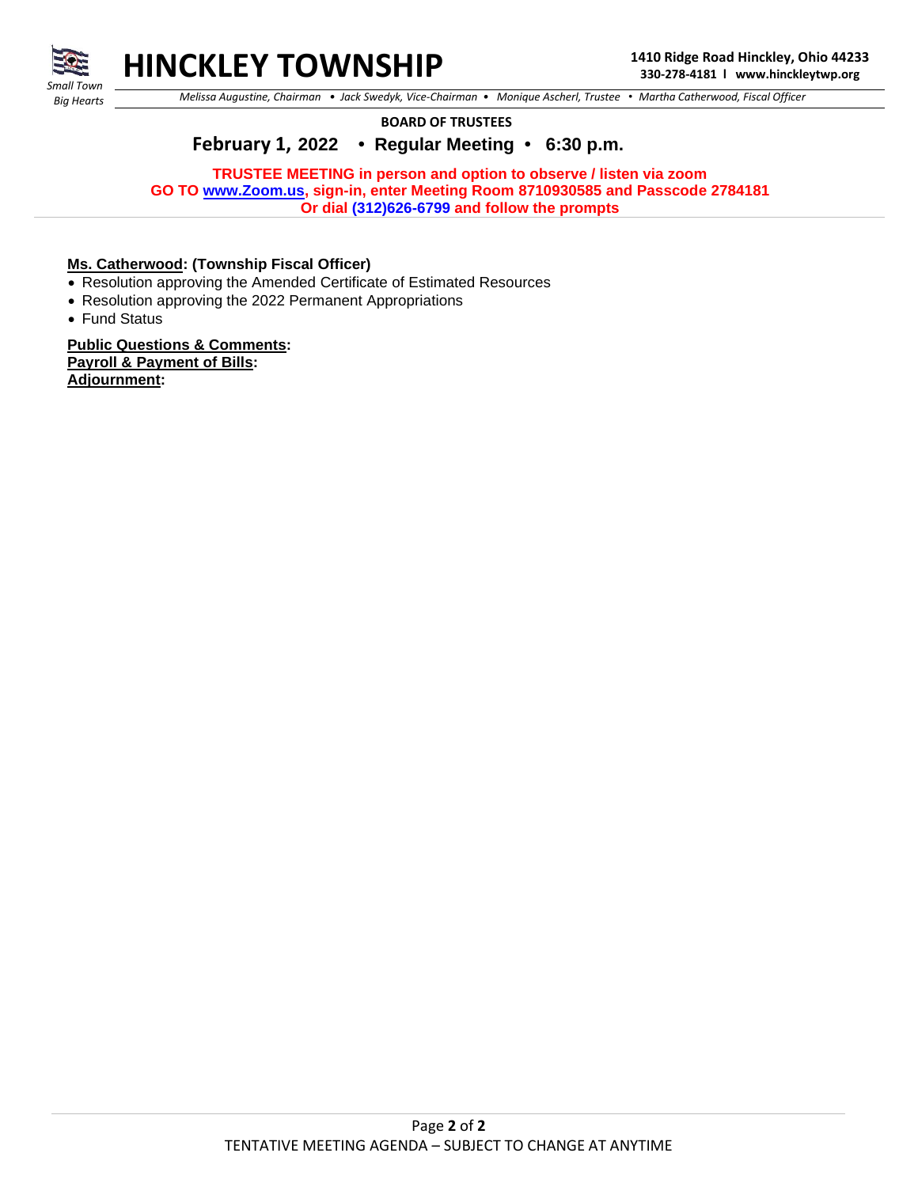# HINCKLEY TOWNSHIP

Small Town Big Hearts

**1410 Ridge Road Hinckley, Ohio 44233**
**330-278-4181 l www.hinckleytwp.org**

*Melissa Augustine, Chairman • Jack Swedyk, Vice-Chairman • Monique Ascherl, Trustee • Martha Catherwood, Fiscal Officer*

**BOARD OF TRUSTEES**

**February 1, 2022 • Regular Meeting • 6:30 p.m.**

**TRUSTEE MEETING in person and option to observe / listen via zoom**
**GO TO www.Zoom.us, sign-in, enter Meeting Room 8710930585 and Passcode 2784181**
**Or dial (312)626-6799 and follow the prompts**

**Ms. Catherwood: (Township Fiscal Officer)**

- Resolution approving the Amended Certificate of Estimated Resources
- Resolution approving the 2022 Permanent Appropriations
- Fund Status

**Public Questions & Comments:**
**Payroll & Payment of Bills:**
**Adjournment:**

TENTATIVE MEETING AGENDA – SUBJECT TO CHANGE AT ANYTIME